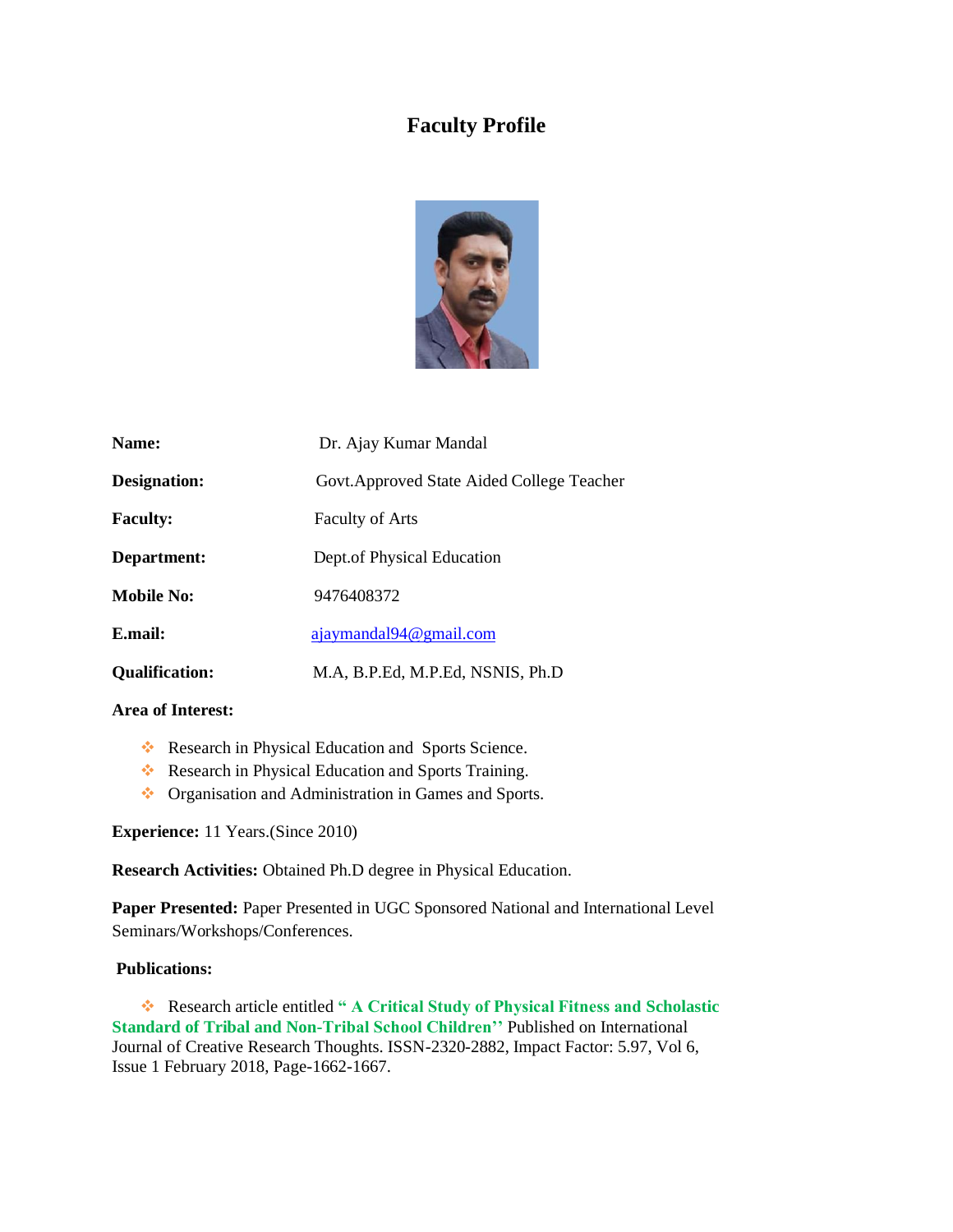# Faculty Profile

| | |
|---|---|
| **Name:** | Dr. Ajay Kumar Mandal |
| **Designation:** | Govt.Approved State Aided College Teacher |
| **Faculty:** | Faculty of Arts |
| **Department:** | Dept.of Physical Education |
| **Mobile No:** | 9476408372 |
| **E.mail:** | ajaymandal94@gmail.com |
| **Qualification:** | M.A, B.P.Ed, M.P.Ed, NSNIS, Ph.D |

**Area of Interest:**

- Research in Physical Education and Sports Science.
- Research in Physical Education and Sports Training.
- Organisation and Administration in Games and Sports.

**Experience:** 11 Years.(Since 2010)

**Research Activities:** Obtained Ph.D degree in Physical Education.

**Paper Presented:** Paper Presented in UGC Sponsored National and International Level Seminars/Workshops/Conferences.

**Publications:**

- Research article entitled **" A Critical Study of Physical Fitness and Scholastic Standard of Tribal and Non-Tribal School Children''** Published on International Journal of Creative Research Thoughts. ISSN-2320-2882, Impact Factor: 5.97, Vol 6, Issue 1 February 2018, Page-1662-1667.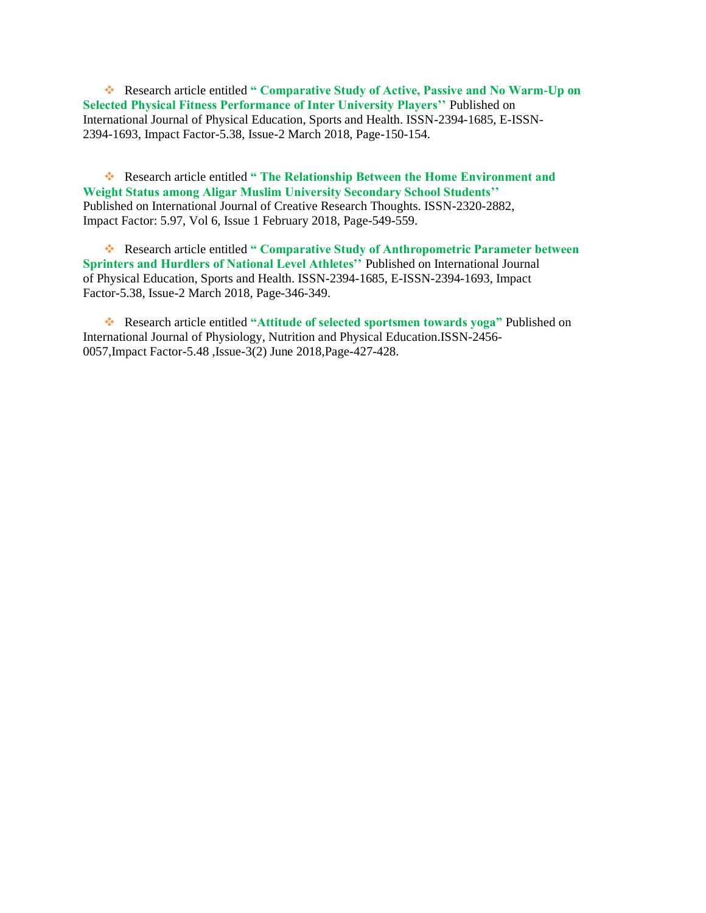- Research article entitled **" Comparative Study of Active, Passive and No Warm-Up on Selected Physical Fitness Performance of Inter University Players''** Published on International Journal of Physical Education, Sports and Health. ISSN-2394-1685, E-ISSN-2394-1693, Impact Factor-5.38, Issue-2 March 2018, Page-150-154.

- Research article entitled **" The Relationship Between the Home Environment and Weight Status among Aligar Muslim University Secondary School Students''** Published on International Journal of Creative Research Thoughts. ISSN-2320-2882, Impact Factor: 5.97, Vol 6, Issue 1 February 2018, Page-549-559.

- Research article entitled **" Comparative Study of Anthropometric Parameter between Sprinters and Hurdlers of National Level Athletes''** Published on International Journal of Physical Education, Sports and Health. ISSN-2394-1685, E-ISSN-2394-1693, Impact Factor-5.38, Issue-2 March 2018, Page-346-349.

- Research article entitled **"Attitude of selected sportsmen towards yoga"** Published on International Journal of Physiology, Nutrition and Physical Education.ISSN-2456-0057,Impact Factor-5.48 ,Issue-3(2) June 2018,Page-427-428.